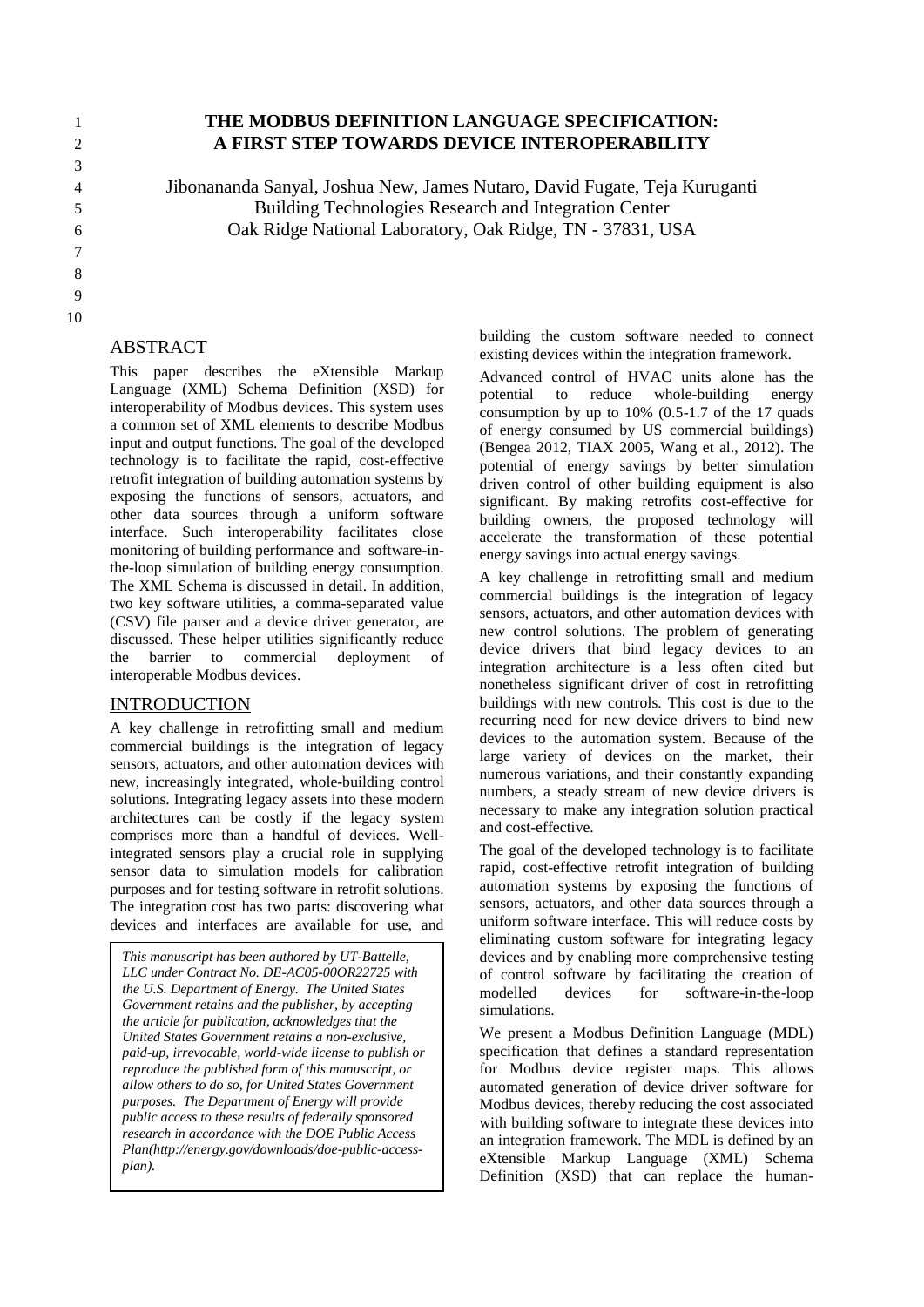# THE MODBUS DEFINITION LANGUAGE SPECIFICATION: A FIRST STEP TOWARDS DEVICE INTEROPERABILITY

Jibonananda Sanyal, Joshua New, James Nutaro, David Fugate, Teja Kuruganti
Building Technologies Research and Integration Center
Oak Ridge National Laboratory, Oak Ridge, TN - 37831, USA

## ABSTRACT

This paper describes the eXtensible Markup Language (XML) Schema Definition (XSD) for interoperability of Modbus devices. This system uses a common set of XML elements to describe Modbus input and output functions. The goal of the developed technology is to facilitate the rapid, cost-effective retrofit integration of building automation systems by exposing the functions of sensors, actuators, and other data sources through a uniform software interface. Such interoperability facilitates close monitoring of building performance and software-in-the-loop simulation of building energy consumption. The XML Schema is discussed in detail. In addition, two key software utilities, a comma-separated value (CSV) file parser and a device driver generator, are discussed. These helper utilities significantly reduce the barrier to commercial deployment of interoperable Modbus devices.

## INTRODUCTION

A key challenge in retrofitting small and medium commercial buildings is the integration of legacy sensors, actuators, and other automation devices with new, increasingly integrated, whole-building control solutions. Integrating legacy assets into these modern architectures can be costly if the legacy system comprises more than a handful of devices. Well-integrated sensors play a crucial role in supplying sensor data to simulation models for calibration purposes and for testing software in retrofit solutions. The integration cost has two parts: discovering what devices and interfaces are available for use, and building the custom software needed to connect existing devices within the integration framework.

*This manuscript has been authored by UT-Battelle, LLC under Contract No. DE-AC05-00OR22725 with the U.S. Department of Energy. The United States Government retains and the publisher, by accepting the article for publication, acknowledges that the United States Government retains a non-exclusive, paid-up, irrevocable, world-wide license to publish or reproduce the published form of this manuscript, or allow others to do so, for United States Government purposes. The Department of Energy will provide public access to these results of federally sponsored research in accordance with the DOE Public Access Plan(http://energy.gov/downloads/doe-public-access-plan).*

Advanced control of HVAC units alone has the potential to reduce whole-building energy consumption by up to 10% (0.5-1.7 of the 17 quads of energy consumed by US commercial buildings) (Bengea 2012, TIAX 2005, Wang et al., 2012). The potential of energy savings by better simulation driven control of other building equipment is also significant. By making retrofits cost-effective for building owners, the proposed technology will accelerate the transformation of these potential energy savings into actual energy savings.

A key challenge in retrofitting small and medium commercial buildings is the integration of legacy sensors, actuators, and other automation devices with new control solutions. The problem of generating device drivers that bind legacy devices to an integration architecture is a less often cited but nonetheless significant driver of cost in retrofitting buildings with new controls. This cost is due to the recurring need for new device drivers to bind new devices to the automation system. Because of the large variety of devices on the market, their numerous variations, and their constantly expanding numbers, a steady stream of new device drivers is necessary to make any integration solution practical and cost-effective.

The goal of the developed technology is to facilitate rapid, cost-effective retrofit integration of building automation systems by exposing the functions of sensors, actuators, and other data sources through a uniform software interface. This will reduce costs by eliminating custom software for integrating legacy devices and by enabling more comprehensive testing of control software by facilitating the creation of modelled devices for software-in-the-loop simulations.

We present a Modbus Definition Language (MDL) specification that defines a standard representation for Modbus device register maps. This allows automated generation of device driver software for Modbus devices, thereby reducing the cost associated with building software to integrate these devices into an integration framework. The MDL is defined by an eXtensible Markup Language (XML) Schema Definition (XSD) that can replace the human-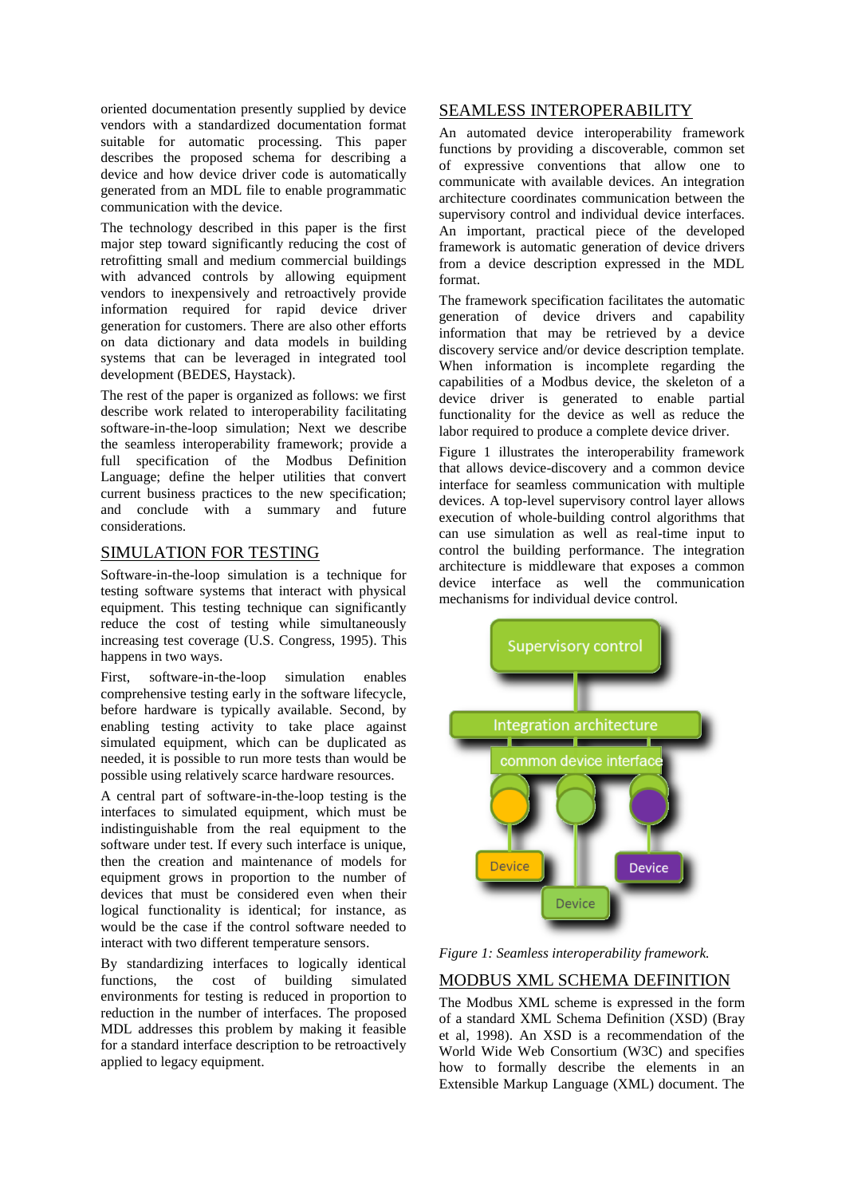oriented documentation presently supplied by device vendors with a standardized documentation format suitable for automatic processing. This paper describes the proposed schema for describing a device and how device driver code is automatically generated from an MDL file to enable programmatic communication with the device.

The technology described in this paper is the first major step toward significantly reducing the cost of retrofitting small and medium commercial buildings with advanced controls by allowing equipment vendors to inexpensively and retroactively provide information required for rapid device driver generation for customers. There are also other efforts on data dictionary and data models in building systems that can be leveraged in integrated tool development (BEDES, Haystack).

The rest of the paper is organized as follows: we first describe work related to interoperability facilitating software-in-the-loop simulation; Next we describe the seamless interoperability framework; provide a full specification of the Modbus Definition Language; define the helper utilities that convert current business practices to the new specification; and conclude with a summary and future considerations.

## SIMULATION FOR TESTING

Software-in-the-loop simulation is a technique for testing software systems that interact with physical equipment. This testing technique can significantly reduce the cost of testing while simultaneously increasing test coverage (U.S. Congress, 1995). This happens in two ways.

First, software-in-the-loop simulation enables comprehensive testing early in the software lifecycle, before hardware is typically available. Second, by enabling testing activity to take place against simulated equipment, which can be duplicated as needed, it is possible to run more tests than would be possible using relatively scarce hardware resources.

A central part of software-in-the-loop testing is the interfaces to simulated equipment, which must be indistinguishable from the real equipment to the software under test. If every such interface is unique, then the creation and maintenance of models for equipment grows in proportion to the number of devices that must be considered even when their logical functionality is identical; for instance, as would be the case if the control software needed to interact with two different temperature sensors.

By standardizing interfaces to logically identical functions, the cost of building simulated environments for testing is reduced in proportion to reduction in the number of interfaces. The proposed MDL addresses this problem by making it feasible for a standard interface description to be retroactively applied to legacy equipment.

## SEAMLESS INTEROPERABILITY

An automated device interoperability framework functions by providing a discoverable, common set of expressive conventions that allow one to communicate with available devices. An integration architecture coordinates communication between the supervisory control and individual device interfaces. An important, practical piece of the developed framework is automatic generation of device drivers from a device description expressed in the MDL format.

The framework specification facilitates the automatic generation of device drivers and capability information that may be retrieved by a device discovery service and/or device description template. When information is incomplete regarding the capabilities of a Modbus device, the skeleton of a device driver is generated to enable partial functionality for the device as well as reduce the labor required to produce a complete device driver.

Figure 1 illustrates the interoperability framework that allows device-discovery and a common device interface for seamless communication with multiple devices. A top-level supervisory control layer allows execution of whole-building control algorithms that can use simulation as well as real-time input to control the building performance. The integration architecture is middleware that exposes a common device interface as well the communication mechanisms for individual device control.

*Figure 1: Seamless interoperability framework.*

## MODBUS XML SCHEMA DEFINITION

The Modbus XML scheme is expressed in the form of a standard XML Schema Definition (XSD) (Bray et al, 1998). An XSD is a recommendation of the World Wide Web Consortium (W3C) and specifies how to formally describe the elements in an Extensible Markup Language (XML) document. The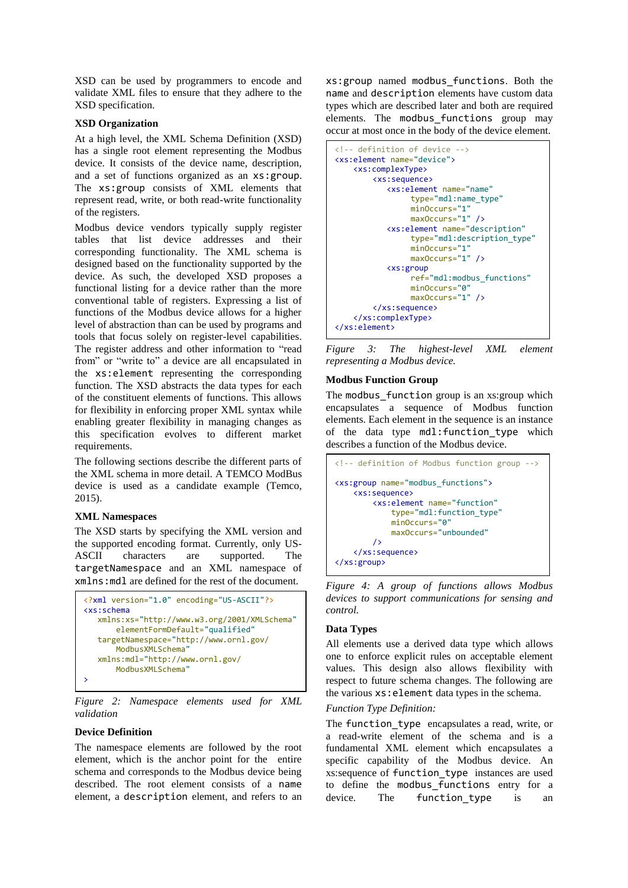XSD can be used by programmers to encode and validate XML files to ensure that they adhere to the XSD specification.

### XSD Organization

At a high level, the XML Schema Definition (XSD) has a single root element representing the Modbus device. It consists of the device name, description, and a set of functions organized as an `xs:group`. The `xs:group` consists of XML elements that represent read, write, or both read-write functionality of the registers.

Modbus device vendors typically supply register tables that list device addresses and their corresponding functionality. The XML schema is designed based on the functionality supported by the device. As such, the developed XSD proposes a functional listing for a device rather than the more conventional table of registers. Expressing a list of functions of the Modbus device allows for a higher level of abstraction than can be used by programs and tools that focus solely on register-level capabilities. The register address and other information to "read from" or "write to" a device are all encapsulated in the `xs:element` representing the corresponding function. The XSD abstracts the data types for each of the constituent elements of functions. This allows for flexibility in enforcing proper XML syntax while enabling greater flexibility in managing changes as this specification evolves to different market requirements.

The following sections describe the different parts of the XML schema in more detail. A TEMCO ModBus device is used as a candidate example (Temco, 2015).

### XML Namespaces

The XSD starts by specifying the XML version and the supported encoding format. Currently, only US-ASCII characters are supported. The `targetNamespace` and an XML namespace of `xmlns:mdl` are defined for the rest of the document.

```
<?xml version="1.0" encoding="US-ASCII"?>
<xs:schema
   xmlns:xs="http://www.w3.org/2001/XMLSchema"
       elementFormDefault="qualified"
   targetNamespace="http://www.ornl.gov/
       ModbusXMLSchema"
   xmlns:mdl="http://www.ornl.gov/
       ModbusXMLSchema"
>
```

*Figure 2: Namespace elements used for XML validation*

### Device Definition

The namespace elements are followed by the root element, which is the anchor point for the entire schema and corresponds to the Modbus device being described. The root element consists of a `name` element, a `description` element, and refers to an `xs:group` named `modbus_functions`. Both the `name` and `description` elements have custom data types which are described later and both are required elements. The `modbus_functions` group may occur at most once in the body of the device element.

```
<!-- definition of device -->
<xs:element name="device">
    <xs:complexType>
        <xs:sequence>
           <xs:element name="name"
                type="mdl:name_type"
                minOccurs="1"
                maxOccurs="1" />
           <xs:element name="description"
                type="mdl:description_type"
                minOccurs="1"
                maxOccurs="1" />
           <xs:group
                ref="mdl:modbus_functions"
                minOccurs="0"
                maxOccurs="1" />
        </xs:sequence>
    </xs:complexType>
</xs:element>
```

*Figure 3: The highest-level XML element representing a Modbus device.*

### Modbus Function Group

The `modbus_function` group is an xs:group which encapsulates a sequence of Modbus function elements. Each element in the sequence is an instance of the data type `mdl:function_type` which describes a function of the Modbus device.

```
<!-- definition of Modbus function group -->

<xs:group name="modbus_functions">
    <xs:sequence>
        <xs:element name="function"
            type="mdl:function_type"
            minOccurs="0"
            maxOccurs="unbounded"
        />
    </xs:sequence>
</xs:group>
```

*Figure 4: A group of functions allows Modbus devices to support communications for sensing and control.*

### Data Types

All elements use a derived data type which allows one to enforce explicit rules on acceptable element values. This design also allows flexibility with respect to future schema changes. The following are the various `xs:element` data types in the schema.

*Function Type Definition:*

The `function_type` encapsulates a read, write, or a read-write element of the schema and is a fundamental XML element which encapsulates a specific capability of the Modbus device. An xs:sequence of `function_type` instances are used to define the `modbus_functions` entry for a device. The `function_type` is an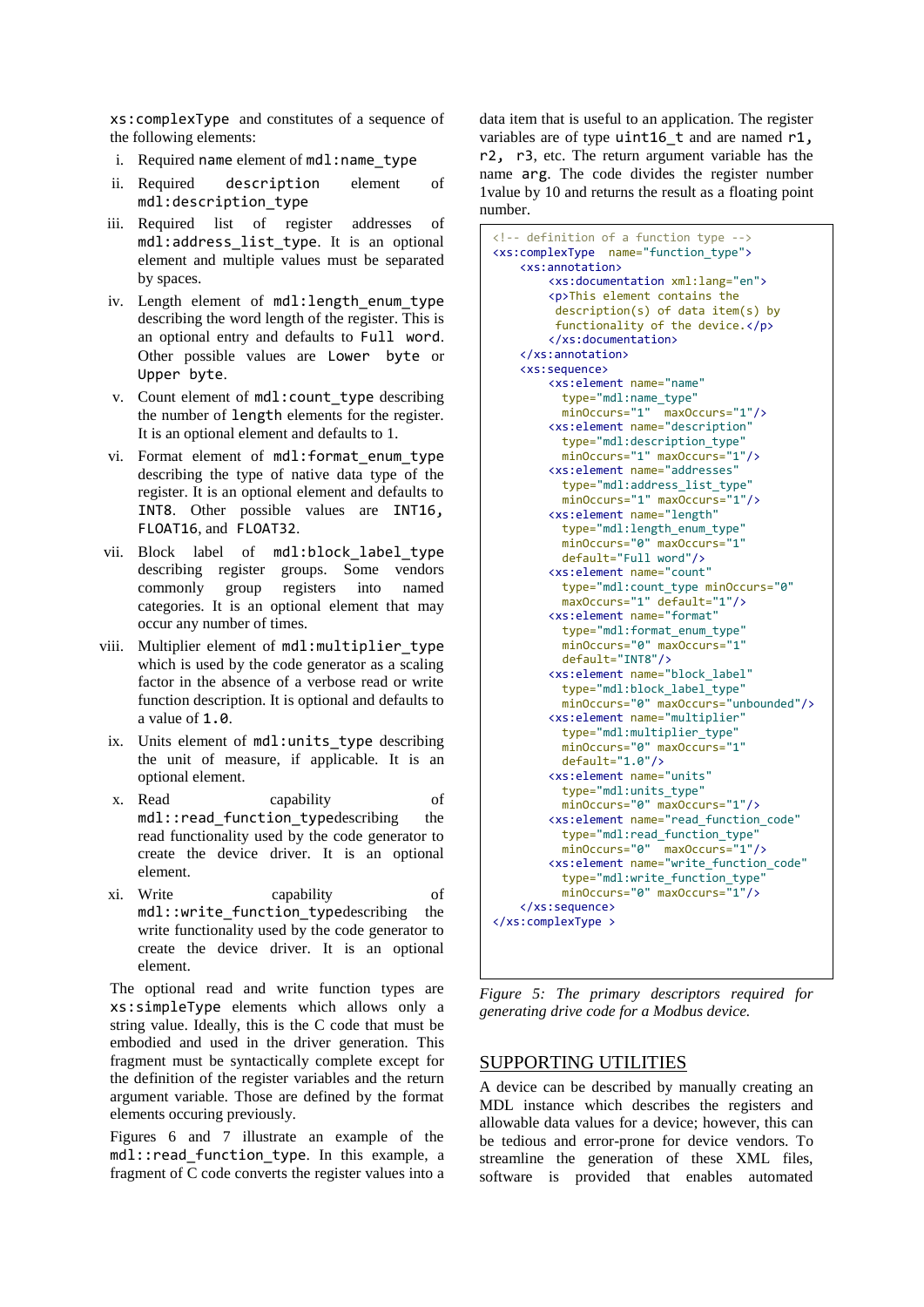`xs:complexType` and constitutes of a sequence of the following elements:

i. Required `name` element of `mdl:name_type`
ii. Required `description` element of `mdl:description_type`
iii. Required list of register addresses of `mdl:address_list_type`. It is an optional element and multiple values must be separated by spaces.
iv. Length element of `mdl:length_enum_type` describing the word length of the register. This is an optional entry and defaults to `Full word`. Other possible values are `Lower byte` or `Upper byte`.
v. Count element of `mdl:count_type` describing the number of `length` elements for the register. It is an optional element and defaults to 1.
vi. Format element of `mdl:format_enum_type` describing the type of native data type of the register. It is an optional element and defaults to `INT8`. Other possible values are `INT16`, `FLOAT16`, and `FLOAT32`.
vii. Block label of `mdl:block_label_type` describing register groups. Some vendors commonly group registers into named categories. It is an optional element that may occur any number of times.
viii. Multiplier element of `mdl:multiplier_type` which is used by the code generator as a scaling factor in the absence of a verbose read or write function description. It is optional and defaults to a value of `1.0`.
ix. Units element of `mdl:units_type` describing the unit of measure, if applicable. It is an optional element.
x. Read capability of `mdl::read_function_type`describing the read functionality used by the code generator to create the device driver. It is an optional element.
xi. Write capability of `mdl::write_function_type`describing the write functionality used by the code generator to create the device driver. It is an optional element.

The optional read and write function types are `xs:simpleType` elements which allows only a string value. Ideally, this is the C code that must be embodied and used in the driver generation. This fragment must be syntactically complete except for the definition of the register variables and the return argument variable. Those are defined by the format elements occuring previously.

Figures 6 and 7 illustrate an example of the `mdl::read_function_type`. In this example, a fragment of C code converts the register values into a data item that is useful to an application. The register variables are of type `uint16_t` and are named `r1, r2, r3`, etc. The return argument variable has the name `arg`. The code divides the register number 1value by 10 and returns the result as a floating point number.

```
<!-- definition of a function type -->
<xs:complexType  name="function_type">
    <xs:annotation>
        <xs:documentation xml:lang="en">
         <p>This element contains the
         description(s) of data item(s) by
         functionality of the device.</p>
        </xs:documentation>
    </xs:annotation>
    <xs:sequence>
        <xs:element name="name"
          type="mdl:name_type"
          minOccurs="1"  maxOccurs="1"/>
        <xs:element name="description"
          type="mdl:description_type"
          minOccurs="1" maxOccurs="1"/>
        <xs:element name="addresses"
          type="mdl:address_list_type"
          minOccurs="1" maxOccurs="1"/>
        <xs:element name="length"
          type="mdl:length_enum_type"
          minOccurs="0" maxOccurs="1"
          default="Full word"/>
        <xs:element name="count"
          type="mdl:count_type minOccurs="0"
          maxOccurs="1" default="1"/>
        <xs:element name="format"
          type="mdl:format_enum_type"
          minOccurs="0" maxOccurs="1"
          default="INT8"/>
        <xs:element name="block_label"
          type="mdl:block_label_type"
          minOccurs="0" maxOccurs="unbounded"/>
        <xs:element name="multiplier"
          type="mdl:multiplier_type"
          minOccurs="0" maxOccurs="1"
          default="1.0"/>
        <xs:element name="units"
          type="mdl:units_type"
          minOccurs="0" maxOccurs="1"/>
        <xs:element name="read_function_code"
          type="mdl:read_function_type"
          minOccurs="0"  maxOccurs="1"/>
        <xs:element name="write_function_code"
          type="mdl:write_function_type"
          minOccurs="0" maxOccurs="1"/>
    </xs:sequence>
</xs:complexType >
```

*Figure 5: The primary descriptors required for generating drive code for a Modbus device.*

## SUPPORTING UTILITIES

A device can be described by manually creating an MDL instance which describes the registers and allowable data values for a device; however, this can be tedious and error-prone for device vendors. To streamline the generation of these XML files, software is provided that enables automated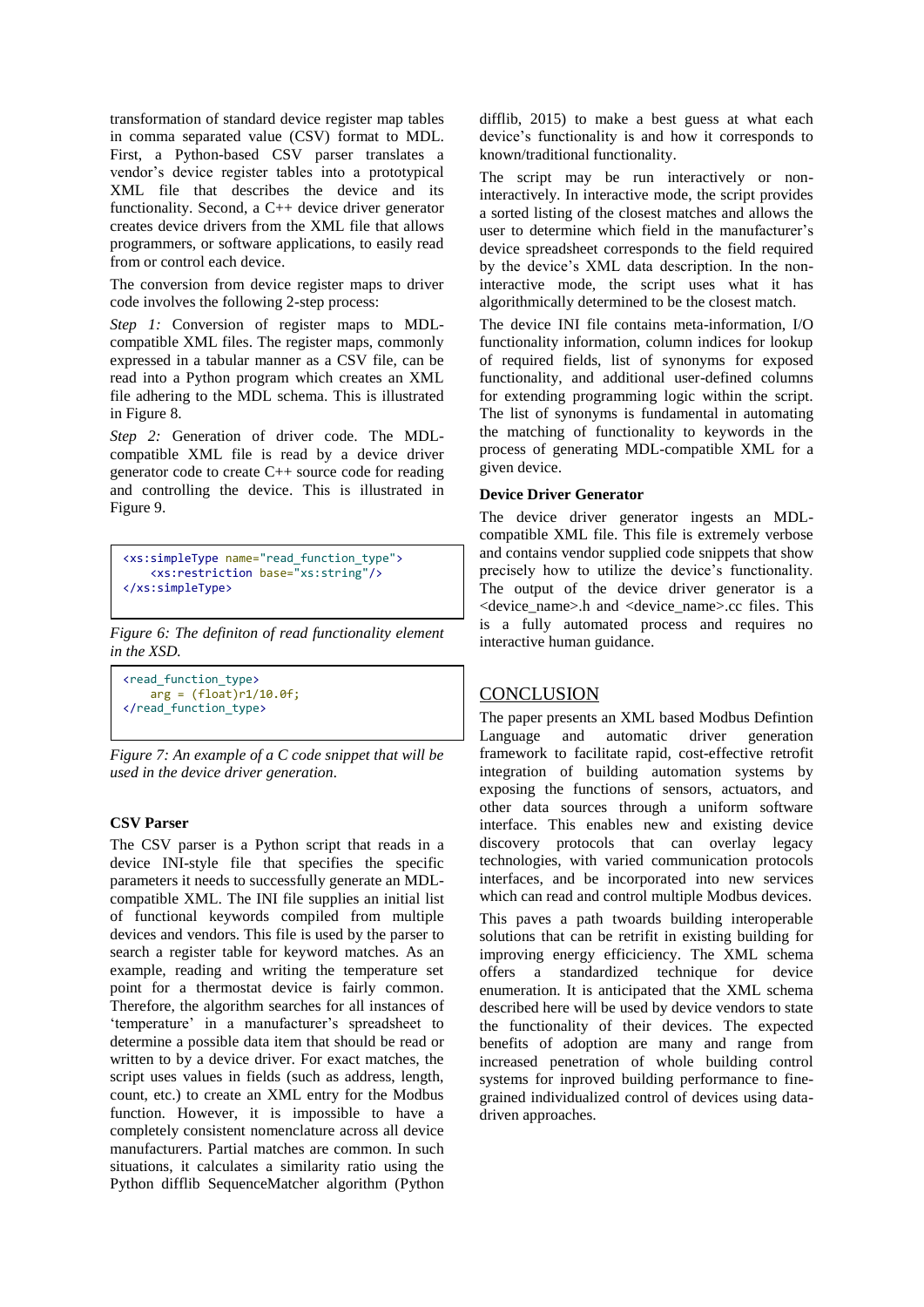transformation of standard device register map tables in comma separated value (CSV) format to MDL. First, a Python-based CSV parser translates a vendor's device register tables into a prototypical XML file that describes the device and its functionality. Second, a C++ device driver generator creates device drivers from the XML file that allows programmers, or software applications, to easily read from or control each device.

The conversion from device register maps to driver code involves the following 2-step process:

*Step 1:* Conversion of register maps to MDL-compatible XML files. The register maps, commonly expressed in a tabular manner as a CSV file, can be read into a Python program which creates an XML file adhering to the MDL schema. This is illustrated in Figure 8.

*Step 2:* Generation of driver code. The MDL-compatible XML file is read by a device driver generator code to create C++ source code for reading and controlling the device. This is illustrated in Figure 9.

```
<xs:simpleType name="read_function_type">
    <xs:restriction base="xs:string"/>
</xs:simpleType>
```

*Figure 6: The definiton of read functionality element in the XSD.*

```
<read_function_type>
    arg = (float)r1/10.0f;
</read_function_type>
```

*Figure 7: An example of a C code snippet that will be used in the device driver generation.*

### CSV Parser

The CSV parser is a Python script that reads in a device INI-style file that specifies the specific parameters it needs to successfully generate an MDL-compatible XML. The INI file supplies an initial list of functional keywords compiled from multiple devices and vendors. This file is used by the parser to search a register table for keyword matches. As an example, reading and writing the temperature set point for a thermostat device is fairly common. Therefore, the algorithm searches for all instances of 'temperature' in a manufacturer's spreadsheet to determine a possible data item that should be read or written to by a device driver. For exact matches, the script uses values in fields (such as address, length, count, etc.) to create an XML entry for the Modbus function. However, it is impossible to have a completely consistent nomenclature across all device manufacturers. Partial matches are common. In such situations, it calculates a similarity ratio using the Python difflib SequenceMatcher algorithm (Python difflib, 2015) to make a best guess at what each device's functionality is and how it corresponds to known/traditional functionality.

The script may be run interactively or non-interactively. In interactive mode, the script provides a sorted listing of the closest matches and allows the user to determine which field in the manufacturer's device spreadsheet corresponds to the field required by the device's XML data description. In the non-interactive mode, the script uses what it has algorithmically determined to be the closest match.

The device INI file contains meta-information, I/O functionality information, column indices for lookup of required fields, list of synonyms for exposed functionality, and additional user-defined columns for extending programming logic within the script. The list of synonyms is fundamental in automating the matching of functionality to keywords in the process of generating MDL-compatible XML for a given device.

### Device Driver Generator

The device driver generator ingests an MDL-compatible XML file. This file is extremely verbose and contains vendor supplied code snippets that show precisely how to utilize the device's functionality. The output of the device driver generator is a <device_name>.h and <device_name>.cc files. This is a fully automated process and requires no interactive human guidance.

## CONCLUSION

The paper presents an XML based Modbus Defintion Language and automatic driver generation framework to facilitate rapid, cost-effective retrofit integration of building automation systems by exposing the functions of sensors, actuators, and other data sources through a uniform software interface. This enables new and existing device discovery protocols that can overlay legacy technologies, with varied communication protocols interfaces, and be incorporated into new services which can read and control multiple Modbus devices.

This paves a path twoards building interoperable solutions that can be retrifit in existing building for improving energy efficiciency. The XML schema offers a standardized technique for device enumeration. It is anticipated that the XML schema described here will be used by device vendors to state the functionality of their devices. The expected benefits of adoption are many and range from increased penetration of whole building control systems for improved building performance to fine-grained individualized control of devices using data-driven approaches.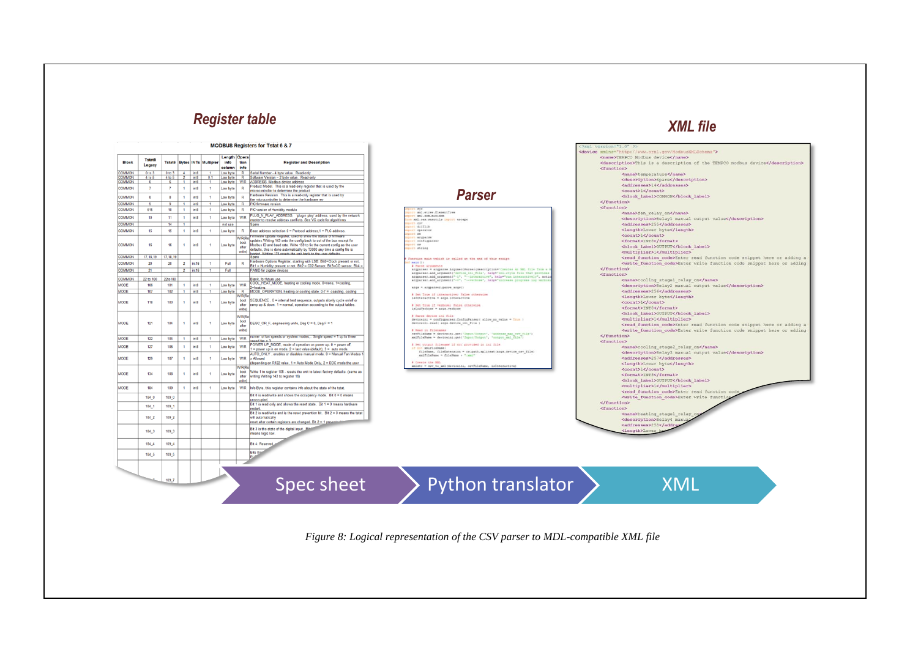Figure 8: Logical representation of the CSV parser to MDL-compatible XML file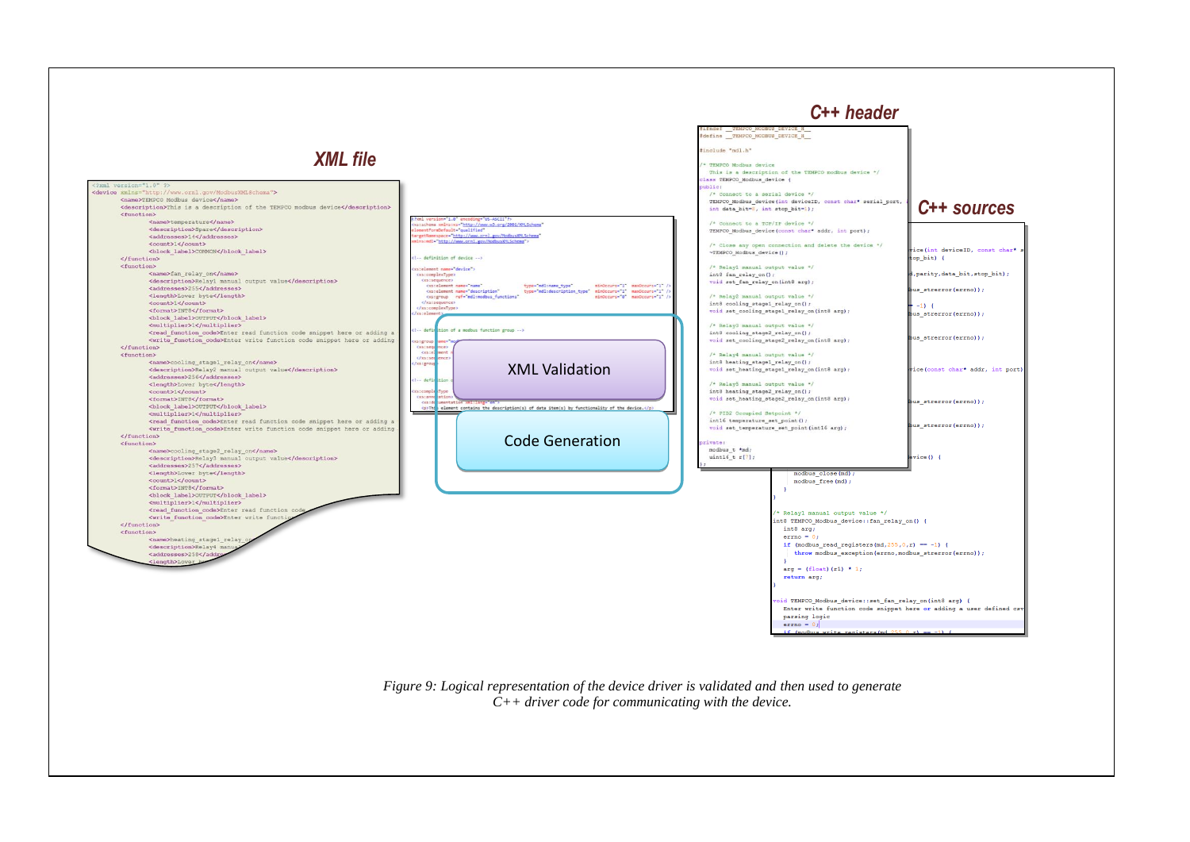Figure 9: Logical representation of the device driver is validated and then used to generate C++ driver code for communicating with the device.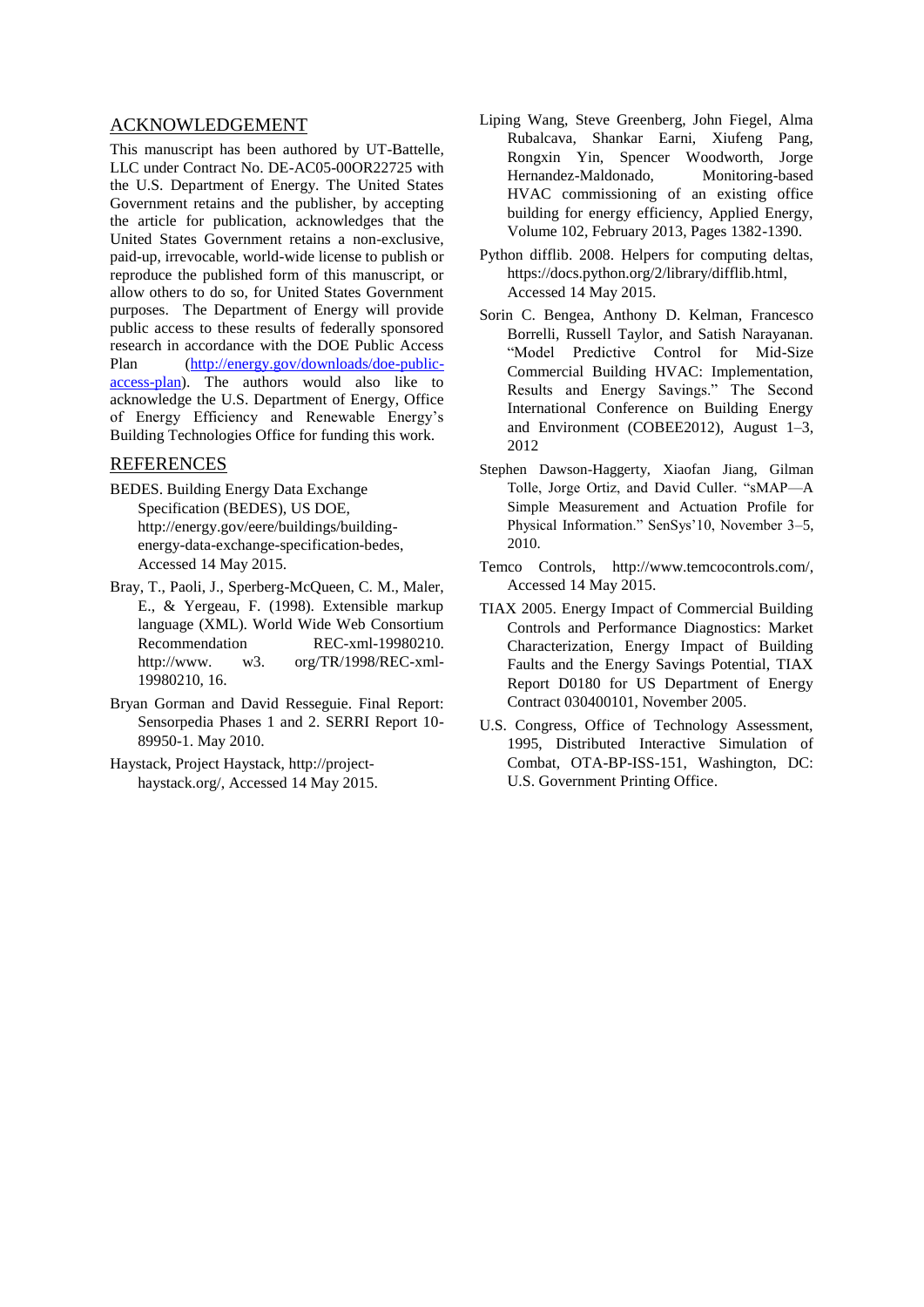## ACKNOWLEDGEMENT

This manuscript has been authored by UT-Battelle, LLC under Contract No. DE-AC05-00OR22725 with the U.S. Department of Energy. The United States Government retains and the publisher, by accepting the article for publication, acknowledges that the United States Government retains a non-exclusive, paid-up, irrevocable, world-wide license to publish or reproduce the published form of this manuscript, or allow others to do so, for United States Government purposes. The Department of Energy will provide public access to these results of federally sponsored research in accordance with the DOE Public Access Plan (http://energy.gov/downloads/doe-public-access-plan). The authors would also like to acknowledge the U.S. Department of Energy, Office of Energy Efficiency and Renewable Energy's Building Technologies Office for funding this work.

## REFERENCES

BEDES. Building Energy Data Exchange Specification (BEDES), US DOE, http://energy.gov/eere/buildings/building-energy-data-exchange-specification-bedes, Accessed 14 May 2015.

Bray, T., Paoli, J., Sperberg-McQueen, C. M., Maler, E., & Yergeau, F. (1998). Extensible markup language (XML). World Wide Web Consortium Recommendation REC-xml-19980210. http://www. w3. org/TR/1998/REC-xml-19980210, 16.

Bryan Gorman and David Resseguie. Final Report: Sensorpedia Phases 1 and 2. SERRI Report 10-89950-1. May 2010.

Haystack, Project Haystack, http://project-haystack.org/, Accessed 14 May 2015.

Liping Wang, Steve Greenberg, John Fiegel, Alma Rubalcava, Shankar Earni, Xiufeng Pang, Rongxin Yin, Spencer Woodworth, Jorge Hernandez-Maldonado, Monitoring-based HVAC commissioning of an existing office building for energy efficiency, Applied Energy, Volume 102, February 2013, Pages 1382-1390.

Python difflib. 2008. Helpers for computing deltas, https://docs.python.org/2/library/difflib.html, Accessed 14 May 2015.

Sorin C. Bengea, Anthony D. Kelman, Francesco Borrelli, Russell Taylor, and Satish Narayanan. "Model Predictive Control for Mid-Size Commercial Building HVAC: Implementation, Results and Energy Savings." The Second International Conference on Building Energy and Environment (COBEE2012), August 1–3, 2012

Stephen Dawson-Haggerty, Xiaofan Jiang, Gilman Tolle, Jorge Ortiz, and David Culler. "sMAP—A Simple Measurement and Actuation Profile for Physical Information." SenSys'10, November 3–5, 2010.

Temco Controls, http://www.temcocontrols.com/, Accessed 14 May 2015.

TIAX 2005. Energy Impact of Commercial Building Controls and Performance Diagnostics: Market Characterization, Energy Impact of Building Faults and the Energy Savings Potential, TIAX Report D0180 for US Department of Energy Contract 030400101, November 2005.

U.S. Congress, Office of Technology Assessment, 1995, Distributed Interactive Simulation of Combat, OTA-BP-ISS-151, Washington, DC: U.S. Government Printing Office.